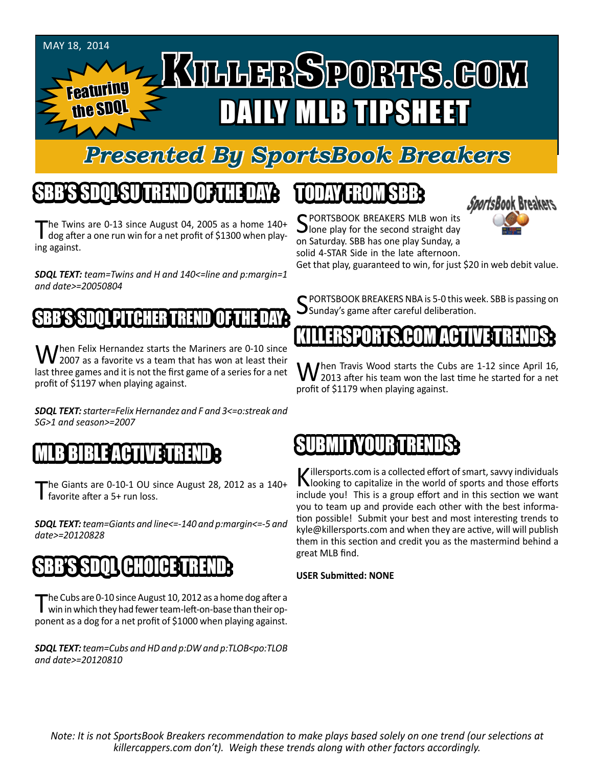MAY 18, 2014

# KILLERSPORTS.COM DAILY MLB TIPSHEET

Featuring the SDQL

## Presented By SportsBook Breakers

## SBB'S SDQL SU TREND OF THE DAY:

The Twins are 0-13 since August 04, 2005 as a home 140+ dog after a one run win for a net profit of $1300 when playing against.

***SDQL TEXT:*** *team=Twins and H and 140<=line and p:margin=1 and date>=20050804*

## SBB'S SDQL PITCHER TREND OF THE DAY:

When Felix Hernandez starts the Mariners are 0-10 since 2007 as a favorite vs a team that has won at least their last three games and it is not the first game of a series for a net profit of $1197 when playing against.

***SDQL TEXT:*** *starter=Felix Hernandez and F and 3<=o:streak and SG>1 and season>=2007*

## MLB BIBLE ACTIVE TREND :

The Giants are 0-10-1 OU since August 28, 2012 as a 140+ favorite after a 5+ run loss.

***SDQL TEXT:*** *team=Giants and line<=-140 and p:margin<=-5 and date>=20120828*

## SBB'S SDQL CHOICE TREND:

The Cubs are 0-10 since August 10, 2012 as a home dog after a win in which they had fewer team-left-on-base than their opponent as a dog for a net profit of $1000 when playing against.

***SDQL TEXT:*** *team=Cubs and HD and p:DW and p:TLOB<po:TLOB and date>=20120810*

## TODAY FROM SBB:

SPORTSBOOK BREAKERS MLB won its lone play for the second straight day on Saturday. SBB has one play Sunday, a solid 4-STAR Side in the late afternoon. Get that play, guaranteed to win, for just $20 in web debit value.

SPORTSBOOK BREAKERS NBA is 5-0 this week. SBB is passing on Sunday's game after careful deliberation.

## KILLERSPORTS.COM ACTIVE TRENDS:

When Travis Wood starts the Cubs are 1-12 since April 16, 2013 after his team won the last time he started for a net profit of $1179 when playing against.

## SUBMIT YOUR TRENDS:

Killersports.com is a collected effort of smart, savvy individuals looking to capitalize in the world of sports and those efforts include you! This is a group effort and in this section we want you to team up and provide each other with the best information possible! Submit your best and most interesting trends to kyle@killersports.com and when they are active, will will publish them in this section and credit you as the mastermind behind a great MLB find.

**USER Submitted: NONE**

*Note: It is not SportsBook Breakers recommendation to make plays based solely on one trend (our selections at killercappers.com don't). Weigh these trends along with other factors accordingly.*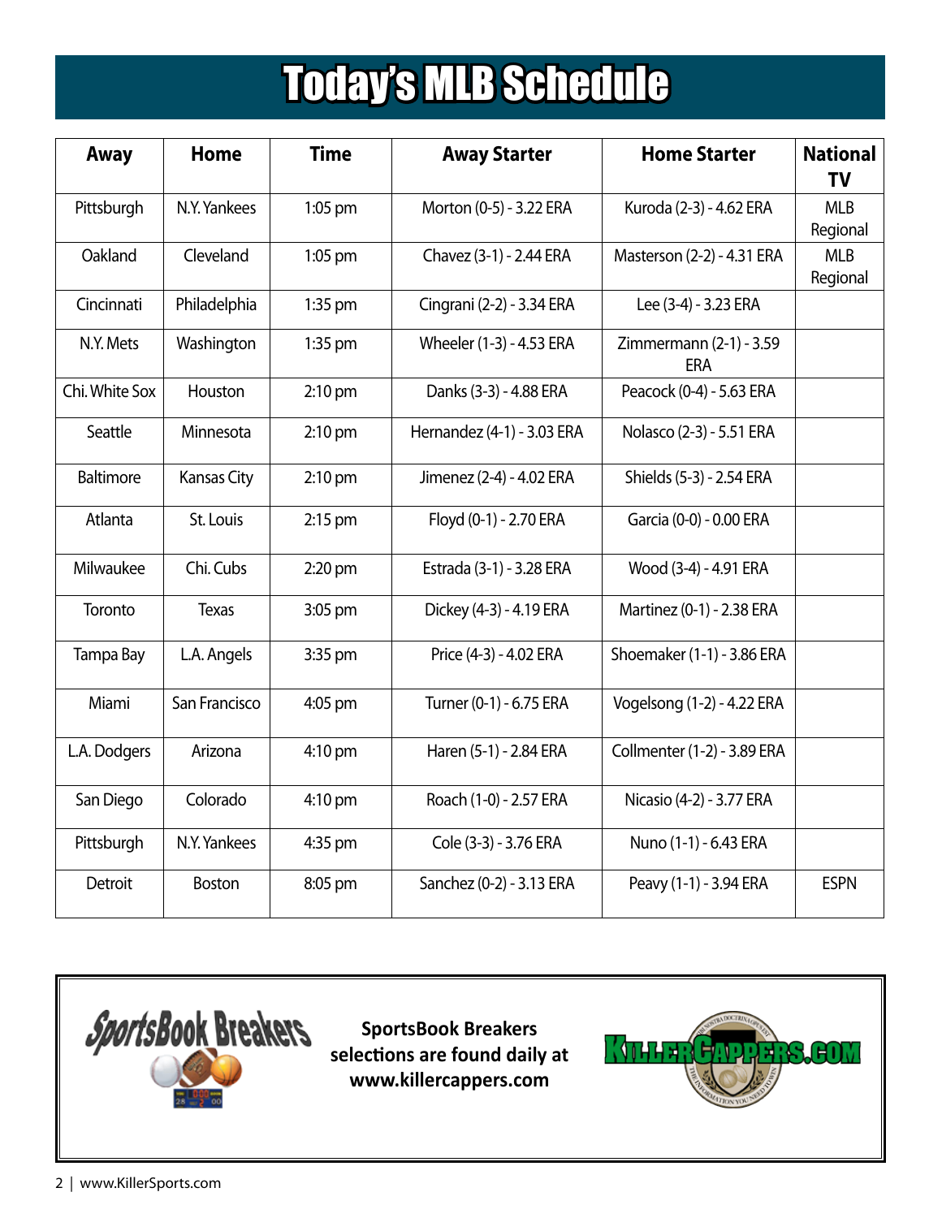# Today's MLB Schedule

| Away | Home | Time | Away Starter | Home Starter | National TV |
|---|---|---|---|---|---|
| Pittsburgh | N.Y. Yankees | 1:05 pm | Morton (0-5) - 3.22 ERA | Kuroda (2-3) - 4.62 ERA | MLB Regional |
| Oakland | Cleveland | 1:05 pm | Chavez (3-1) - 2.44 ERA | Masterson (2-2) - 4.31 ERA | MLB Regional |
| Cincinnati | Philadelphia | 1:35 pm | Cingrani (2-2) - 3.34 ERA | Lee (3-4) - 3.23 ERA | |
| N.Y. Mets | Washington | 1:35 pm | Wheeler (1-3) - 4.53 ERA | Zimmermann (2-1) - 3.59 ERA | |
| Chi. White Sox | Houston | 2:10 pm | Danks (3-3) - 4.88 ERA | Peacock (0-4) - 5.63 ERA | |
| Seattle | Minnesota | 2:10 pm | Hernandez (4-1) - 3.03 ERA | Nolasco (2-3) - 5.51 ERA | |
| Baltimore | Kansas City | 2:10 pm | Jimenez (2-4) - 4.02 ERA | Shields (5-3) - 2.54 ERA | |
| Atlanta | St. Louis | 2:15 pm | Floyd (0-1) - 2.70 ERA | Garcia (0-0) - 0.00 ERA | |
| Milwaukee | Chi. Cubs | 2:20 pm | Estrada (3-1) - 3.28 ERA | Wood (3-4) - 4.91 ERA | |
| Toronto | Texas | 3:05 pm | Dickey (4-3) - 4.19 ERA | Martinez (0-1) - 2.38 ERA | |
| Tampa Bay | L.A. Angels | 3:35 pm | Price (4-3) - 4.02 ERA | Shoemaker (1-1) - 3.86 ERA | |
| Miami | San Francisco | 4:05 pm | Turner (0-1) - 6.75 ERA | Vogelsong (1-2) - 4.22 ERA | |
| L.A. Dodgers | Arizona | 4:10 pm | Haren (5-1) - 2.84 ERA | Collmenter (1-2) - 3.89 ERA | |
| San Diego | Colorado | 4:10 pm | Roach (1-0) - 2.57 ERA | Nicasio (4-2) - 3.77 ERA | |
| Pittsburgh | N.Y. Yankees | 4:35 pm | Cole (3-3) - 3.76 ERA | Nuno (1-1) - 6.43 ERA | |
| Detroit | Boston | 8:05 pm | Sanchez (0-2) - 3.13 ERA | Peavy (1-1) - 3.94 ERA | ESPN |

SportsBook Breakers

**SportsBook Breakers selections are found daily at www.killercappers.com**

KILLERCAPPERS.COM